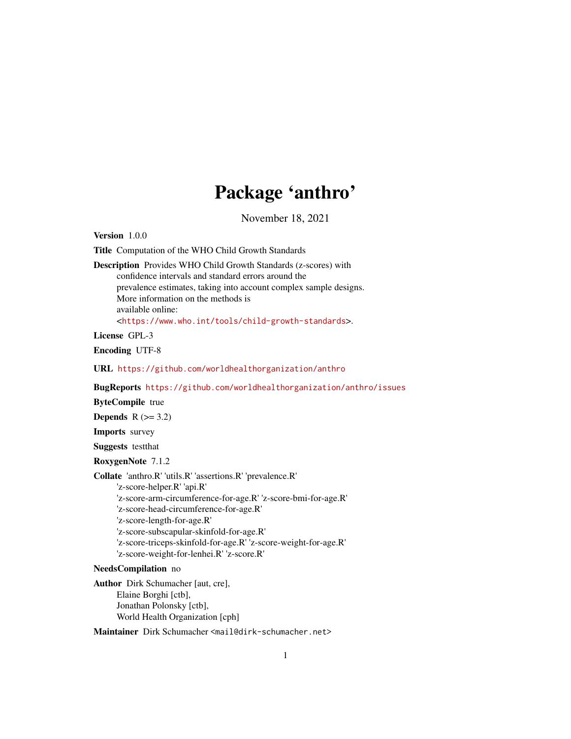# Package 'anthro'

November 18, 2021

**Version** 1.0.0

**Title** Computation of the WHO Child Growth Standards

**Description** Provides WHO Child Growth Standards (z-scores) with confidence intervals and standard errors around the prevalence estimates, taking into account complex sample designs. More information on the methods is available online: <https://www.who.int/tools/child-growth-standards>.

**License** GPL-3

**Encoding** UTF-8

**URL** https://github.com/worldhealthorganization/anthro

**BugReports** https://github.com/worldhealthorganization/anthro/issues

**ByteCompile** true

**Depends** R (>= 3.2)

**Imports** survey

**Suggests** testthat

**RoxygenNote** 7.1.2

**Collate** 'anthro.R' 'utils.R' 'assertions.R' 'prevalence.R' 'z-score-helper.R' 'api.R' 'z-score-arm-circumference-for-age.R' 'z-score-bmi-for-age.R' 'z-score-head-circumference-for-age.R' 'z-score-length-for-age.R' 'z-score-subscapular-skinfold-for-age.R' 'z-score-triceps-skinfold-for-age.R' 'z-score-weight-for-age.R' 'z-score-weight-for-lenhei.R' 'z-score.R'

**NeedsCompilation** no

**Author** Dirk Schumacher [aut, cre], Elaine Borghi [ctb], Jonathan Polonsky [ctb], World Health Organization [cph]

**Maintainer** Dirk Schumacher <mail@dirk-schumacher.net>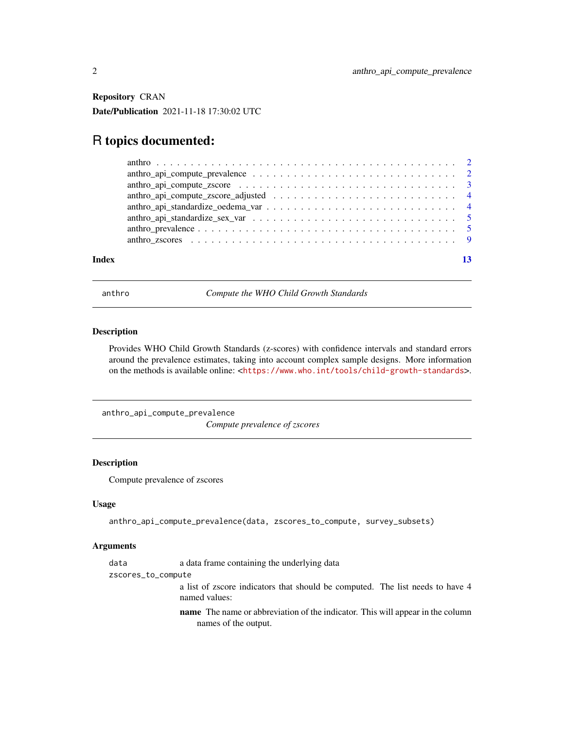**Repository** CRAN

**Date/Publication** 2021-11-18 17:30:02 UTC

# R topics documented:

- anthro . . . . . . . . . . . . . . . . . . . . . . . . . . . . . . . . . . . . . . . . . . . 2
- anthro_api_compute_prevalence . . . . . . . . . . . . . . . . . . . . . . . . . . . . 2
- anthro_api_compute_zscore . . . . . . . . . . . . . . . . . . . . . . . . . . . . . . 3
- anthro_api_compute_zscore_adjusted . . . . . . . . . . . . . . . . . . . . . . . . . . 4
- anthro_api_standardize_oedema_var . . . . . . . . . . . . . . . . . . . . . . . . . . 4
- anthro_api_standardize_sex_var . . . . . . . . . . . . . . . . . . . . . . . . . . . . 5
- anthro_prevalence . . . . . . . . . . . . . . . . . . . . . . . . . . . . . . . . . . . 5
- anthro_zscores . . . . . . . . . . . . . . . . . . . . . . . . . . . . . . . . . . . . . 9

**Index** 13

---

## anthro — *Compute the WHO Child Growth Standards*

### Description

Provides WHO Child Growth Standards (z-scores) with confidence intervals and standard errors around the prevalence estimates, taking into account complex sample designs. More information on the methods is available online: <https://www.who.int/tools/child-growth-standards>.

---

## anthro_api_compute_prevalence — *Compute prevalence of zscores*

### Description

Compute prevalence of zscores

### Usage

```
anthro_api_compute_prevalence(data, zscores_to_compute, survey_subsets)
```

### Arguments

`data` a data frame containing the underlying data

`zscores_to_compute` a list of zscore indicators that should be computed. The list needs to have 4 named values:

- **name** The name or abbreviation of the indicator. This will appear in the column names of the output.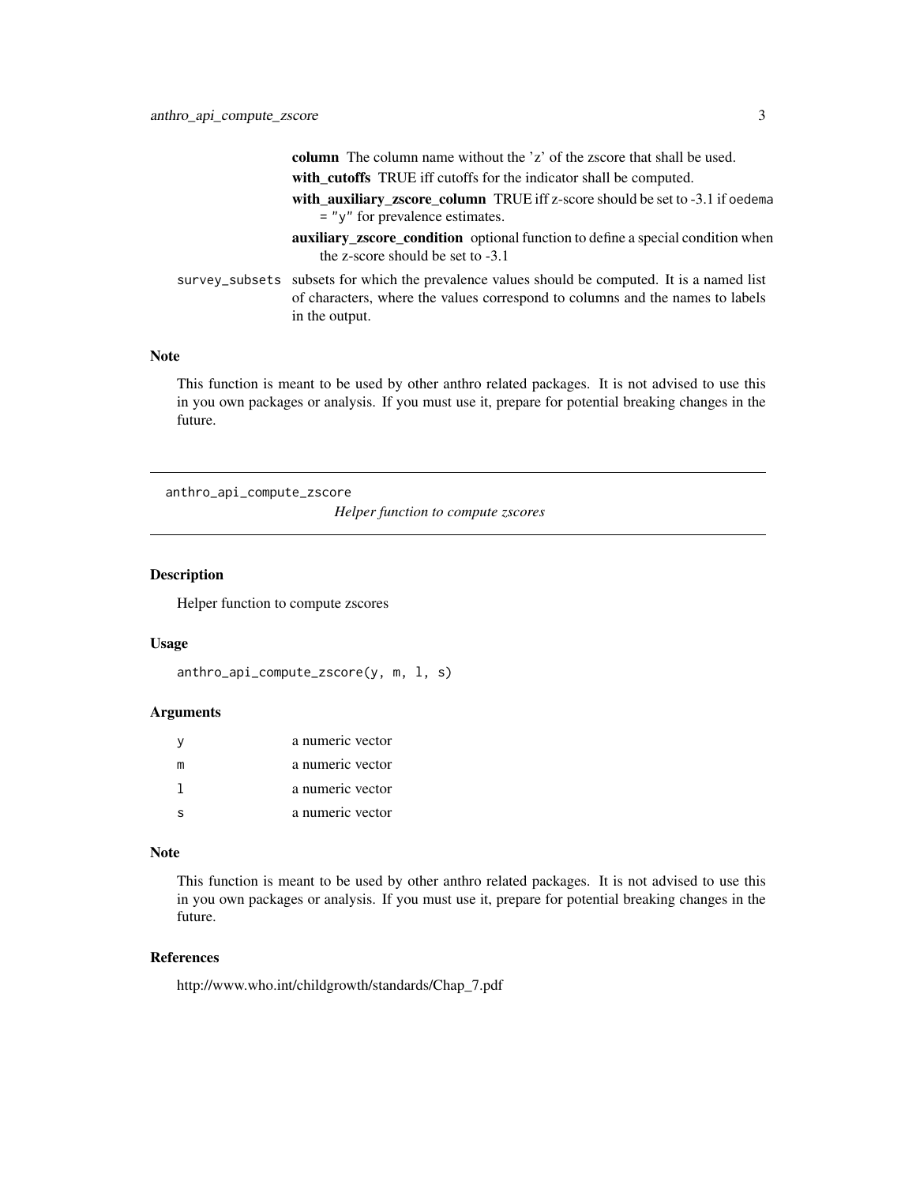- **column** The column name without the 'z' of the zscore that shall be used.
- **with_cutoffs** TRUE iff cutoffs for the indicator shall be computed.
- **with_auxiliary_zscore_column** TRUE iff z-score should be set to -3.1 if `oedema = "y"` for prevalence estimates.
- **auxiliary_zscore_condition** optional function to define a special condition when the z-score should be set to -3.1

`survey_subsets` subsets for which the prevalence values should be computed. It is a named list of characters, where the values correspond to columns and the names to labels in the output.

### Note

This function is meant to be used by other anthro related packages. It is not advised to use this in you own packages or analysis. If you must use it, prepare for potential breaking changes in the future.

---

## anthro_api_compute_zscore

*Helper function to compute zscores*

---

### Description

Helper function to compute zscores

### Usage

```
anthro_api_compute_zscore(y, m, l, s)
```

### Arguments

| | |
|---|---|
| `y` | a numeric vector |
| `m` | a numeric vector |
| `l` | a numeric vector |
| `s` | a numeric vector |

### Note

This function is meant to be used by other anthro related packages. It is not advised to use this in you own packages or analysis. If you must use it, prepare for potential breaking changes in the future.

### References

http://www.who.int/childgrowth/standards/Chap_7.pdf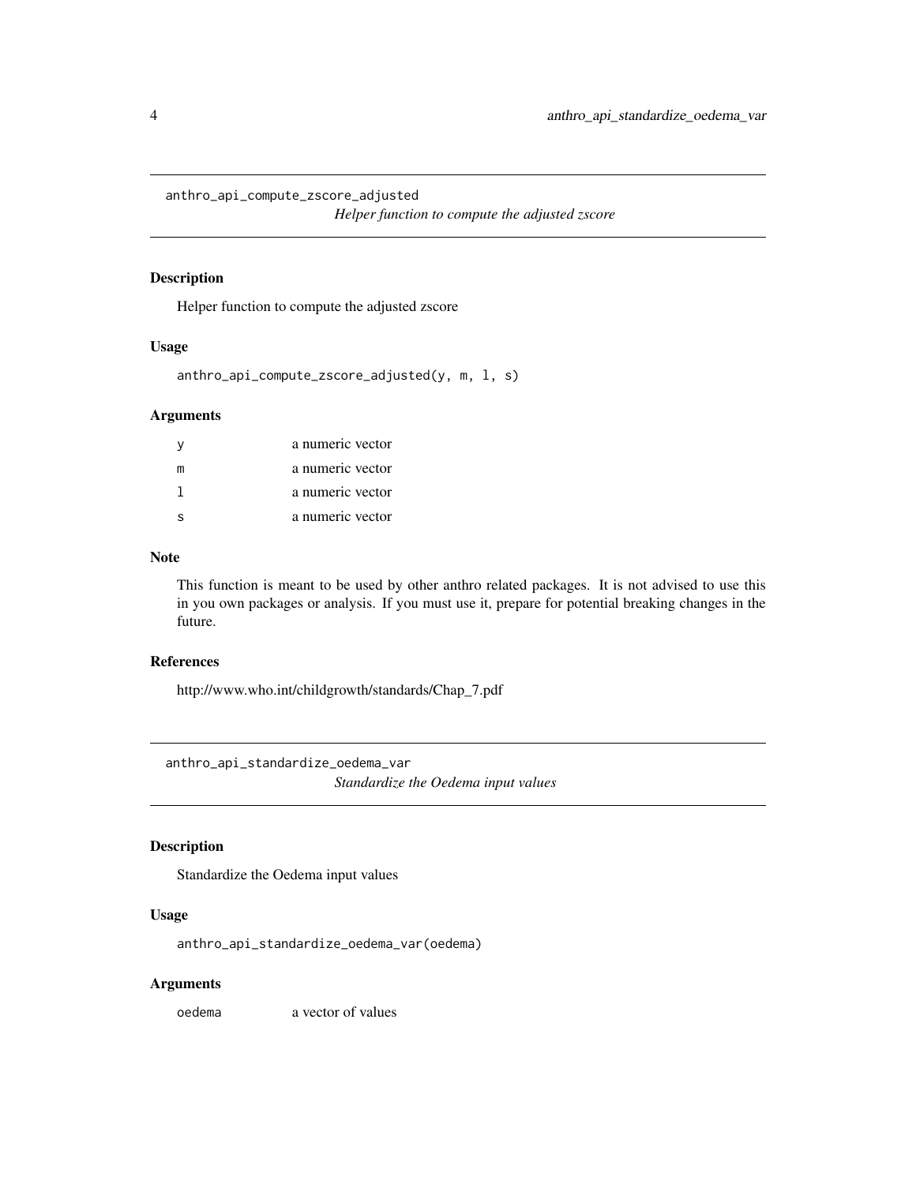## anthro_api_compute_zscore_adjusted

*Helper function to compute the adjusted zscore*

### Description

Helper function to compute the adjusted zscore

### Usage

```
anthro_api_compute_zscore_adjusted(y, m, l, s)
```

### Arguments

| | |
|---|---|
| y | a numeric vector |
| m | a numeric vector |
| l | a numeric vector |
| s | a numeric vector |

### Note

This function is meant to be used by other anthro related packages. It is not advised to use this in you own packages or analysis. If you must use it, prepare for potential breaking changes in the future.

### References

http://www.who.int/childgrowth/standards/Chap_7.pdf

## anthro_api_standardize_oedema_var

*Standardize the Oedema input values*

### Description

Standardize the Oedema input values

### Usage

```
anthro_api_standardize_oedema_var(oedema)
```

### Arguments

| | |
|---|---|
| oedema | a vector of values |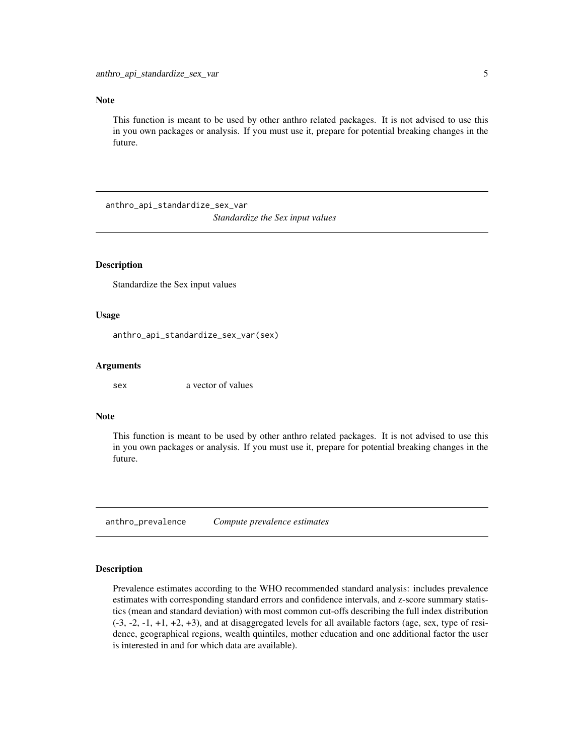## Note

This function is meant to be used by other anthro related packages. It is not advised to use this in you own packages or analysis. If you must use it, prepare for potential breaking changes in the future.

---

## anthro_api_standardize_sex_var — *Standardize the Sex input values*

### Description

Standardize the Sex input values

### Usage

```
anthro_api_standardize_sex_var(sex)
```

### Arguments

| | |
|---|---|
| `sex` | a vector of values |

### Note

This function is meant to be used by other anthro related packages. It is not advised to use this in you own packages or analysis. If you must use it, prepare for potential breaking changes in the future.

---

## anthro_prevalence — *Compute prevalence estimates*

### Description

Prevalence estimates according to the WHO recommended standard analysis: includes prevalence estimates with corresponding standard errors and confidence intervals, and z-score summary statistics (mean and standard deviation) with most common cut-offs describing the full index distribution (-3, -2, -1, +1, +2, +3), and at disaggregated levels for all available factors (age, sex, type of residence, geographical regions, wealth quintiles, mother education and one additional factor the user is interested in and for which data are available).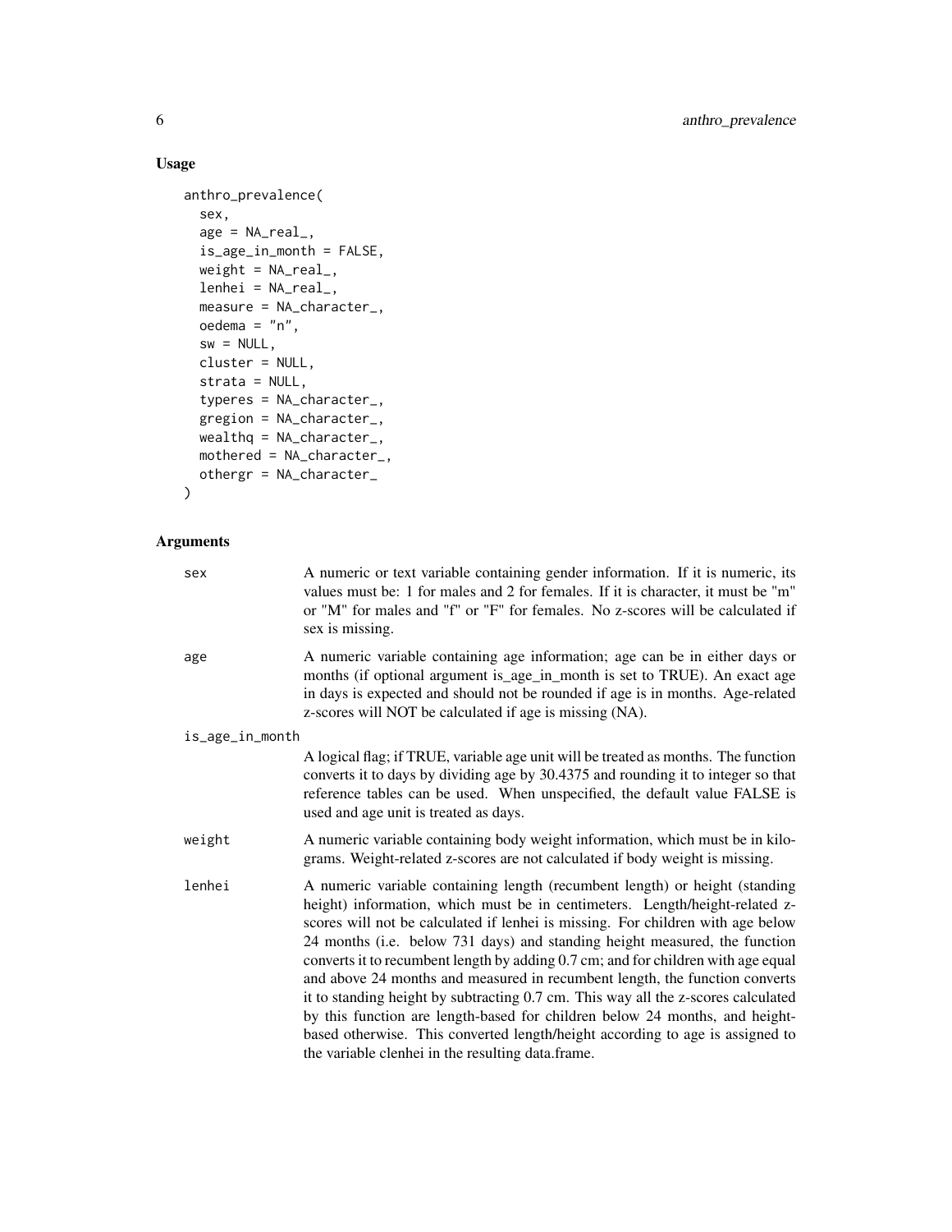## Usage

```
anthro_prevalence(
  sex,
  age = NA_real_,
  is_age_in_month = FALSE,
  weight = NA_real_,
  lenhei = NA_real_,
  measure = NA_character_,
  oedema = "n",
  sw = NULL,
  cluster = NULL,
  strata = NULL,
  typeres = NA_character_,
  gregion = NA_character_,
  wealthq = NA_character_,
  mothered = NA_character_,
  othergr = NA_character_
)
```

## Arguments

| Argument | Description |
| --- | --- |
| sex | A numeric or text variable containing gender information. If it is numeric, its values must be: 1 for males and 2 for females. If it is character, it must be "m" or "M" for males and "f" or "F" for females. No z-scores will be calculated if sex is missing. |
| age | A numeric variable containing age information; age can be in either days or months (if optional argument is_age_in_month is set to TRUE). An exact age in days is expected and should not be rounded if age is in months. Age-related z-scores will NOT be calculated if age is missing (NA). |
| is_age_in_month | A logical flag; if TRUE, variable age unit will be treated as months. The function converts it to days by dividing age by 30.4375 and rounding it to integer so that reference tables can be used. When unspecified, the default value FALSE is used and age unit is treated as days. |
| weight | A numeric variable containing body weight information, which must be in kilograms. Weight-related z-scores are not calculated if body weight is missing. |
| lenhei | A numeric variable containing length (recumbent length) or height (standing height) information, which must be in centimeters. Length/height-related z-scores will not be calculated if lenhei is missing. For children with age below 24 months (i.e. below 731 days) and standing height measured, the function converts it to recumbent length by adding 0.7 cm; and for children with age equal and above 24 months and measured in recumbent length, the function converts it to standing height by subtracting 0.7 cm. This way all the z-scores calculated by this function are length-based for children below 24 months, and height-based otherwise. This converted length/height according to age is assigned to the variable clenhei in the resulting data.frame. |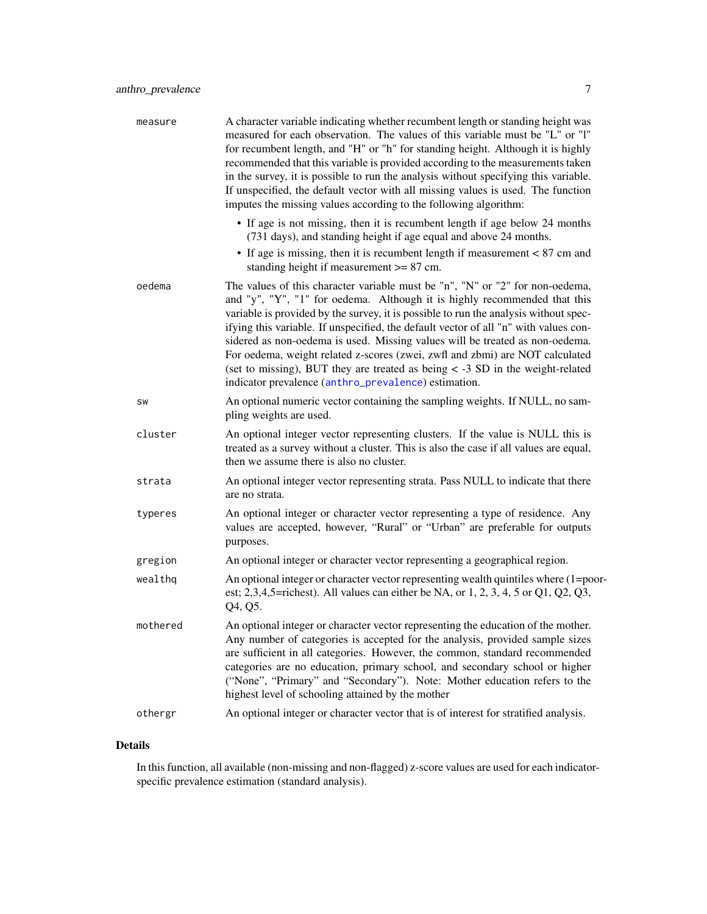**measure** A character variable indicating whether recumbent length or standing height was measured for each observation. The values of this variable must be "L" or "l" for recumbent length, and "H" or "h" for standing height. Although it is highly recommended that this variable is provided according to the measurements taken in the survey, it is possible to run the analysis without specifying this variable. If unspecified, the default vector with all missing values is used. The function imputes the missing values according to the following algorithm:

- If age is not missing, then it is recumbent length if age below 24 months (731 days), and standing height if age equal and above 24 months.
- If age is missing, then it is recumbent length if measurement < 87 cm and standing height if measurement >= 87 cm.

**oedema** The values of this character variable must be "n", "N" or "2" for non-oedema, and "y", "Y", "1" for oedema. Although it is highly recommended that this variable is provided by the survey, it is possible to run the analysis without specifying this variable. If unspecified, the default vector of all "n" with values considered as non-oedema is used. Missing values will be treated as non-oedema. For oedema, weight related z-scores (zwei, zwfl and zbmi) are NOT calculated (set to missing), BUT they are treated as being < -3 SD in the weight-related indicator prevalence (anthro_prevalence) estimation.

**sw** An optional numeric vector containing the sampling weights. If NULL, no sampling weights are used.

**cluster** An optional integer vector representing clusters. If the value is NULL this is treated as a survey without a cluster. This is also the case if all values are equal, then we assume there is also no cluster.

**strata** An optional integer vector representing strata. Pass NULL to indicate that there are no strata.

**typeres** An optional integer or character vector representing a type of residence. Any values are accepted, however, “Rural” or “Urban” are preferable for outputs purposes.

**gregion** An optional integer or character vector representing a geographical region.

**wealthq** An optional integer or character vector representing wealth quintiles where (1=poorest; 2,3,4,5=richest). All values can either be NA, or 1, 2, 3, 4, 5 or Q1, Q2, Q3, Q4, Q5.

**mothered** An optional integer or character vector representing the education of the mother. Any number of categories is accepted for the analysis, provided sample sizes are sufficient in all categories. However, the common, standard recommended categories are no education, primary school, and secondary school or higher (“None”, “Primary” and “Secondary”). Note: Mother education refers to the highest level of schooling attained by the mother

**othergr** An optional integer or character vector that is of interest for stratified analysis.

## Details

In this function, all available (non-missing and non-flagged) z-score values are used for each indicator-specific prevalence estimation (standard analysis).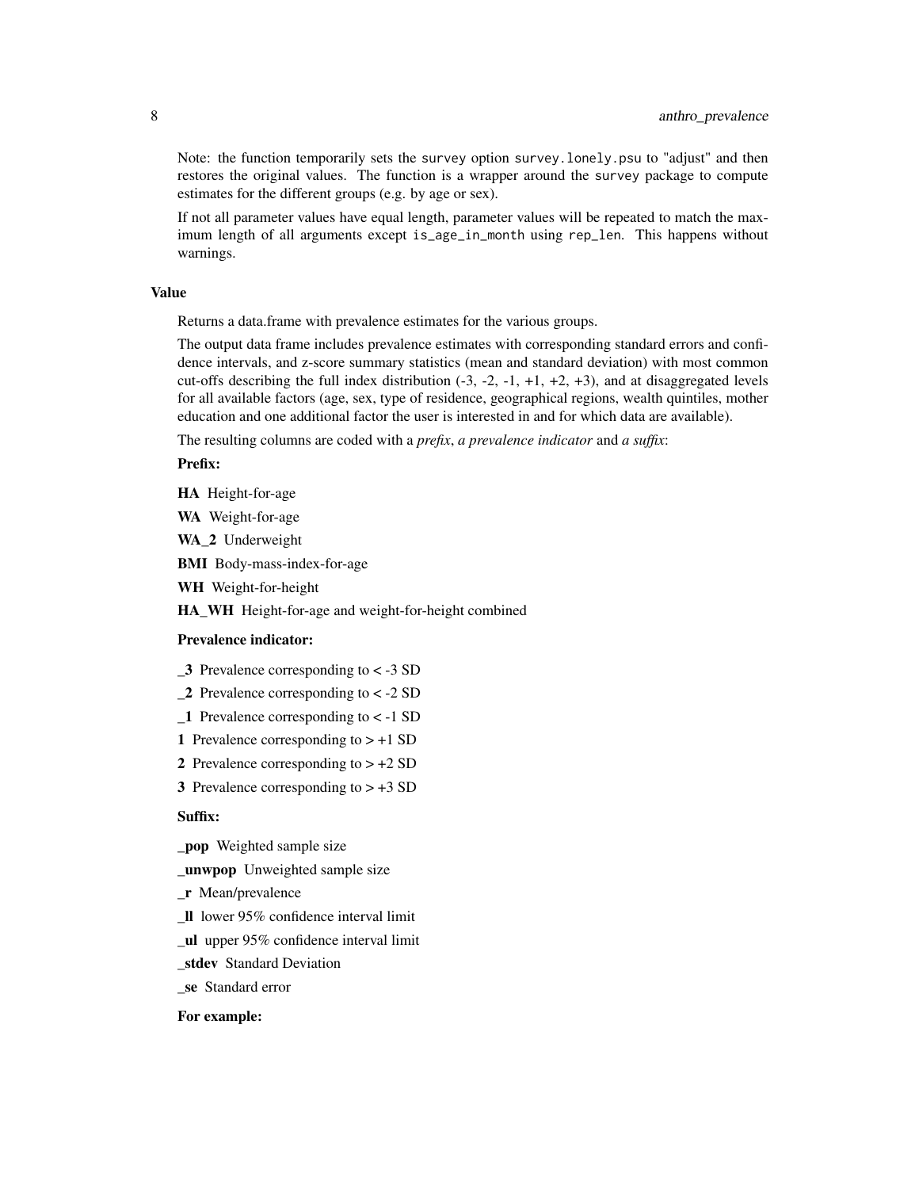Note: the function temporarily sets the `survey` option `survey.lonely.psu` to "adjust" and then restores the original values. The function is a wrapper around the `survey` package to compute estimates for the different groups (e.g. by age or sex).

If not all parameter values have equal length, parameter values will be repeated to match the maximum length of all arguments except `is_age_in_month` using `rep_len`. This happens without warnings.

### Value

Returns a data.frame with prevalence estimates for the various groups.

The output data frame includes prevalence estimates with corresponding standard errors and confidence intervals, and z-score summary statistics (mean and standard deviation) with most common cut-offs describing the full index distribution (-3, -2, -1, +1, +2, +3), and at disaggregated levels for all available factors (age, sex, type of residence, geographical regions, wealth quintiles, mother education and one additional factor the user is interested in and for which data are available).

The resulting columns are coded with a *prefix*, *a prevalence indicator* and *a suffix*:

**Prefix:**

- **HA** Height-for-age
- **WA** Weight-for-age
- **WA_2** Underweight
- **BMI** Body-mass-index-for-age
- **WH** Weight-for-height
- **HA_WH** Height-for-age and weight-for-height combined

**Prevalence indicator:**

- **_3** Prevalence corresponding to < -3 SD
- **_2** Prevalence corresponding to < -2 SD
- **_1** Prevalence corresponding to < -1 SD
- **1** Prevalence corresponding to > +1 SD
- **2** Prevalence corresponding to > +2 SD
- **3** Prevalence corresponding to > +3 SD

**Suffix:**

- **_pop** Weighted sample size
- **_unwpop** Unweighted sample size
- **_r** Mean/prevalence
- **_ll** lower 95% confidence interval limit
- **_ul** upper 95% confidence interval limit
- **_stdev** Standard Deviation
- **_se** Standard error

**For example:**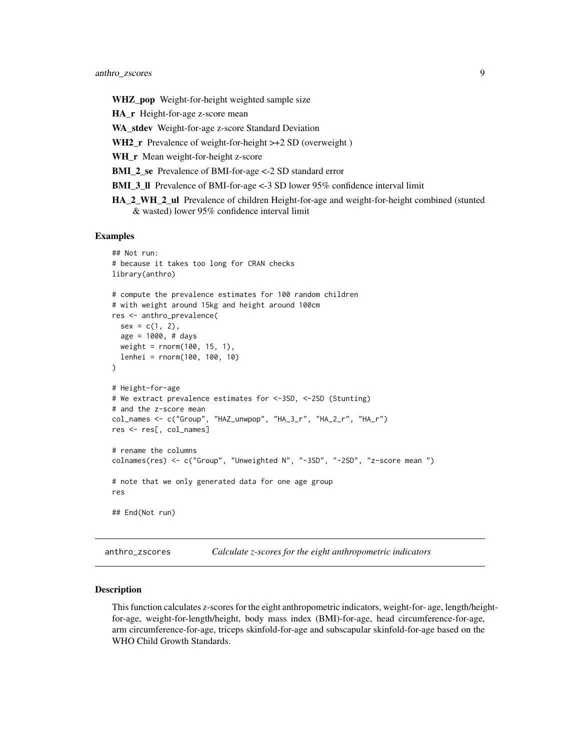**WHZ_pop** Weight-for-height weighted sample size

**HA_r** Height-for-age z-score mean

**WA_stdev** Weight-for-age z-score Standard Deviation

**WH2_r** Prevalence of weight-for-height >+2 SD (overweight )

**WH_r** Mean weight-for-height z-score

**BMI_2_se** Prevalence of BMI-for-age <-2 SD standard error

**BMI_3_ll** Prevalence of BMI-for-age <-3 SD lower 95% confidence interval limit

**HA_2_WH_2_ul** Prevalence of children Height-for-age and weight-for-height combined (stunted & wasted) lower 95% confidence interval limit

### Examples

```
## Not run:
# because it takes too long for CRAN checks
library(anthro)

# compute the prevalence estimates for 100 random children
# with weight around 15kg and height around 100cm
res <- anthro_prevalence(
  sex = c(1, 2),
  age = 1000, # days
  weight = rnorm(100, 15, 1),
  lenhei = rnorm(100, 100, 10)
)

# Height-for-age
# We extract prevalence estimates for <-3SD, <-2SD (Stunting)
# and the z-score mean
col_names <- c("Group", "HAZ_unwpop", "HA_3_r", "HA_2_r", "HA_r")
res <- res[, col_names]

# rename the columns
colnames(res) <- c("Group", "Unweighted N", "-3SD", "-2SD", "z-score mean ")

# note that we only generated data for one age group
res

## End(Not run)
```

---

## anthro_zscores *Calculate z-scores for the eight anthropometric indicators*

### Description

This function calculates z-scores for the eight anthropometric indicators, weight-for- age, length/height-for-age, weight-for-length/height, body mass index (BMI)-for-age, head circumference-for-age, arm circumference-for-age, triceps skinfold-for-age and subscapular skinfold-for-age based on the WHO Child Growth Standards.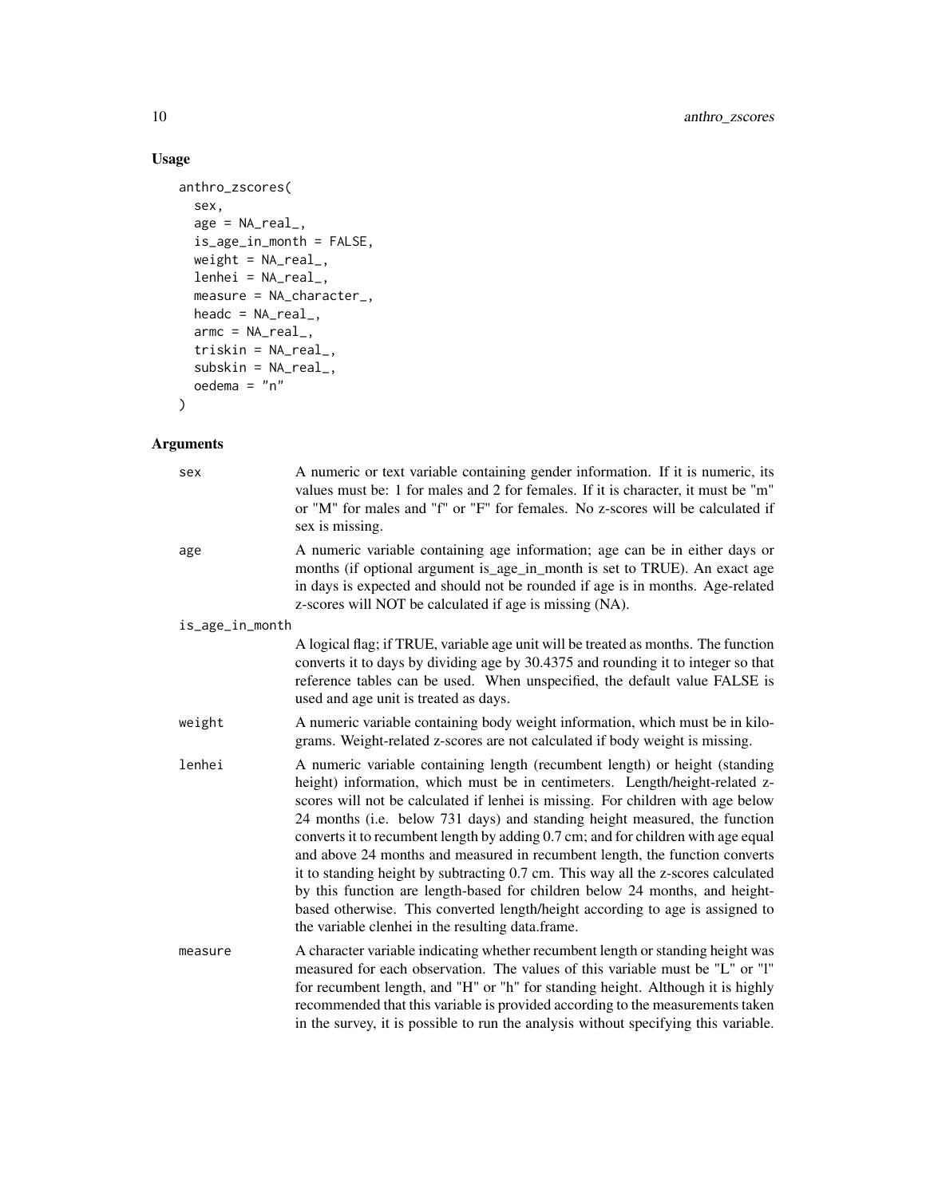## Usage

```
anthro_zscores(
  sex,
  age = NA_real_,
  is_age_in_month = FALSE,
  weight = NA_real_,
  lenhei = NA_real_,
  measure = NA_character_,
  headc = NA_real_,
  armc = NA_real_,
  triskin = NA_real_,
  subskin = NA_real_,
  oedema = "n"
)
```

## Arguments

`sex` A numeric or text variable containing gender information. If it is numeric, its values must be: 1 for males and 2 for females. If it is character, it must be "m" or "M" for males and "f" or "F" for females. No z-scores will be calculated if sex is missing.

`age` A numeric variable containing age information; age can be in either days or months (if optional argument is_age_in_month is set to TRUE). An exact age in days is expected and should not be rounded if age is in months. Age-related z-scores will NOT be calculated if age is missing (NA).

`is_age_in_month` A logical flag; if TRUE, variable age unit will be treated as months. The function converts it to days by dividing age by 30.4375 and rounding it to integer so that reference tables can be used. When unspecified, the default value FALSE is used and age unit is treated as days.

`weight` A numeric variable containing body weight information, which must be in kilograms. Weight-related z-scores are not calculated if body weight is missing.

`lenhei` A numeric variable containing length (recumbent length) or height (standing height) information, which must be in centimeters. Length/height-related z-scores will not be calculated if lenhei is missing. For children with age below 24 months (i.e. below 731 days) and standing height measured, the function converts it to recumbent length by adding 0.7 cm; and for children with age equal and above 24 months and measured in recumbent length, the function converts it to standing height by subtracting 0.7 cm. This way all the z-scores calculated by this function are length-based for children below 24 months, and height-based otherwise. This converted length/height according to age is assigned to the variable clenhei in the resulting data.frame.

`measure` A character variable indicating whether recumbent length or standing height was measured for each observation. The values of this variable must be "L" or "l" for recumbent length, and "H" or "h" for standing height. Although it is highly recommended that this variable is provided according to the measurements taken in the survey, it is possible to run the analysis without specifying this variable.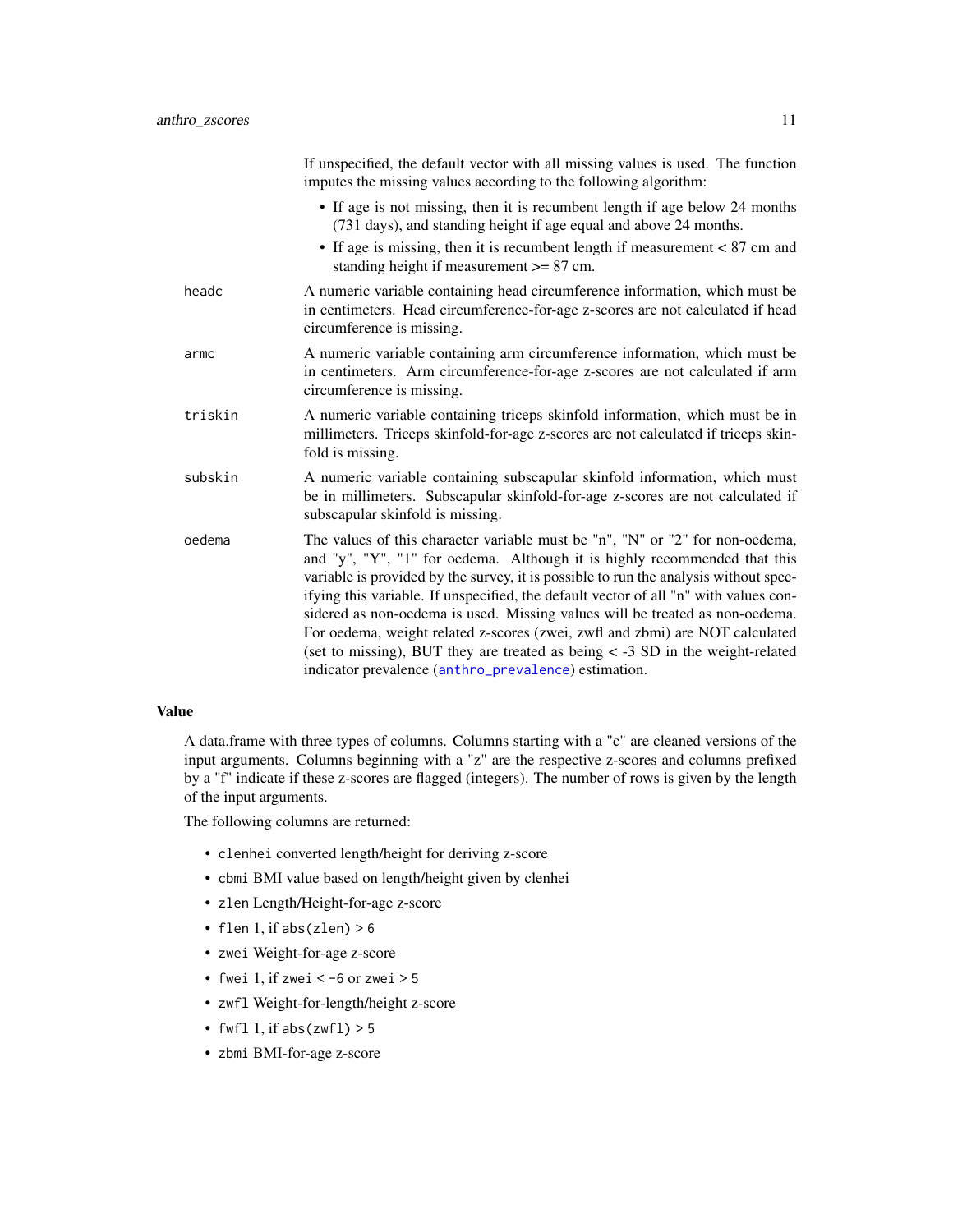If unspecified, the default vector with all missing values is used. The function imputes the missing values according to the following algorithm:

- If age is not missing, then it is recumbent length if age below 24 months (731 days), and standing height if age equal and above 24 months.
- If age is missing, then it is recumbent length if measurement < 87 cm and standing height if measurement >= 87 cm.

`headc` A numeric variable containing head circumference information, which must be in centimeters. Head circumference-for-age z-scores are not calculated if head circumference is missing.

`armc` A numeric variable containing arm circumference information, which must be in centimeters. Arm circumference-for-age z-scores are not calculated if arm circumference is missing.

`triskin` A numeric variable containing triceps skinfold information, which must be in millimeters. Triceps skinfold-for-age z-scores are not calculated if triceps skinfold is missing.

`subskin` A numeric variable containing subscapular skinfold information, which must be in millimeters. Subscapular skinfold-for-age z-scores are not calculated if subscapular skinfold is missing.

`oedema` The values of this character variable must be "n", "N" or "2" for non-oedema, and "y", "Y", "1" for oedema. Although it is highly recommended that this variable is provided by the survey, it is possible to run the analysis without specifying this variable. If unspecified, the default vector of all "n" with values considered as non-oedema is used. Missing values will be treated as non-oedema. For oedema, weight related z-scores (zwei, zwfl and zbmi) are NOT calculated (set to missing), BUT they are treated as being < -3 SD in the weight-related indicator prevalence (anthro_prevalence) estimation.

### Value

A data.frame with three types of columns. Columns starting with a "c" are cleaned versions of the input arguments. Columns beginning with a "z" are the respective z-scores and columns prefixed by a "f" indicate if these z-scores are flagged (integers). The number of rows is given by the length of the input arguments.

The following columns are returned:

- `clenhei` converted length/height for deriving z-score
- `cbmi` BMI value based on length/height given by clenhei
- `zlen` Length/Height-for-age z-score
- `flen` 1, if `abs(zlen) > 6`
- `zwei` Weight-for-age z-score
- `fwei` 1, if `zwei < -6` or `zwei > 5`
- `zwfl` Weight-for-length/height z-score
- `fwfl` 1, if `abs(zwfl) > 5`
- `zbmi` BMI-for-age z-score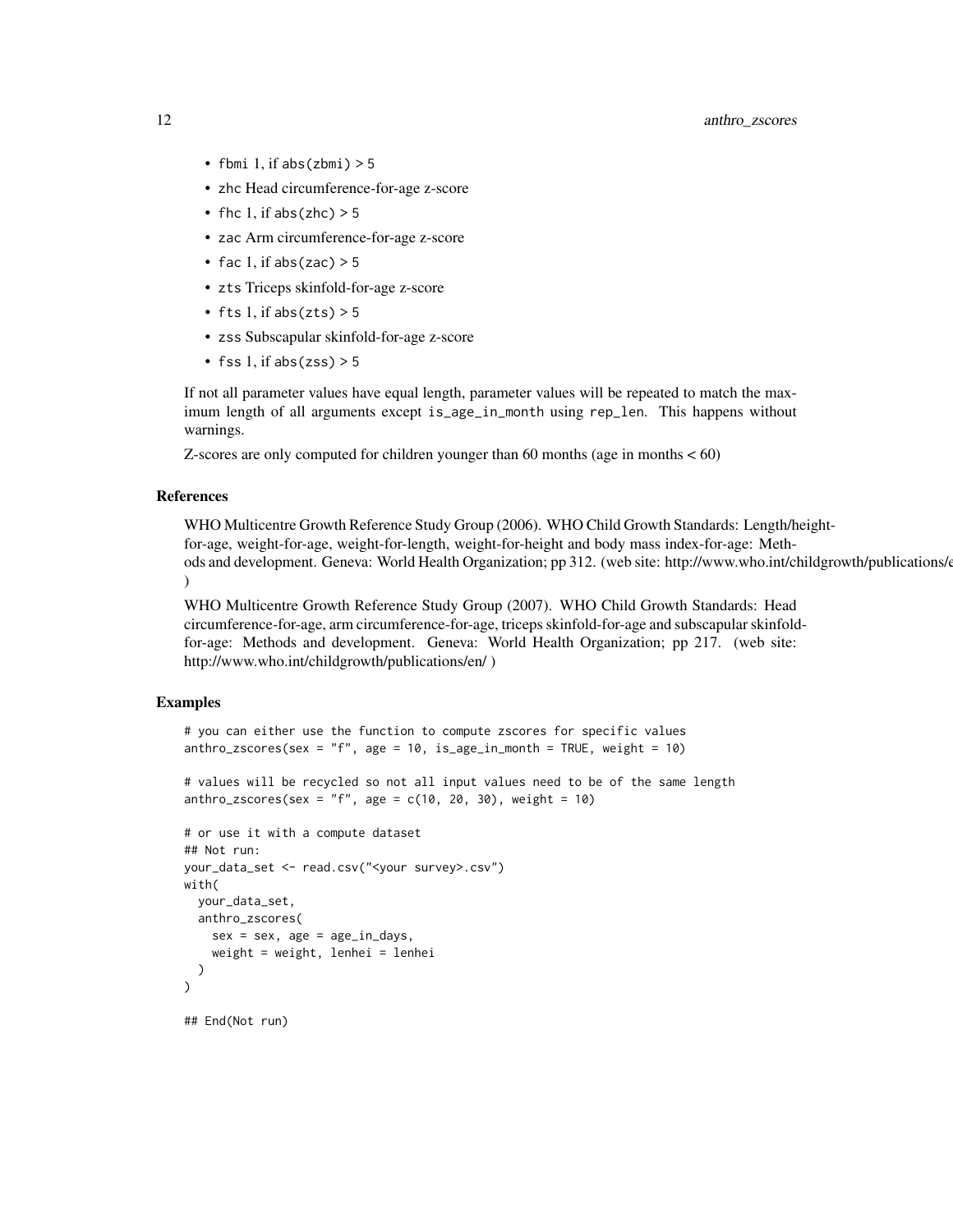- `fbmi` 1, if `abs(zbmi) > 5`
- `zhc` Head circumference-for-age z-score
- `fhc` 1, if `abs(zhc) > 5`
- `zac` Arm circumference-for-age z-score
- `fac` 1, if `abs(zac) > 5`
- `zts` Triceps skinfold-for-age z-score
- `fts` 1, if `abs(zts) > 5`
- `zss` Subscapular skinfold-for-age z-score
- `fss` 1, if `abs(zss) > 5`

If not all parameter values have equal length, parameter values will be repeated to match the maximum length of all arguments except `is_age_in_month` using `rep_len`. This happens without warnings.

Z-scores are only computed for children younger than 60 months (age in months < 60)

### References

WHO Multicentre Growth Reference Study Group (2006). WHO Child Growth Standards: Length/height-for-age, weight-for-age, weight-for-length, weight-for-height and body mass index-for-age: Methods and development. Geneva: World Health Organization; pp 312. (web site: http://www.who.int/childgrowth/publications/e )

WHO Multicentre Growth Reference Study Group (2007). WHO Child Growth Standards: Head circumference-for-age, arm circumference-for-age, triceps skinfold-for-age and subscapular skinfold-for-age: Methods and development. Geneva: World Health Organization; pp 217. (web site: http://www.who.int/childgrowth/publications/en/ )

### Examples

```
# you can either use the function to compute zscores for specific values
anthro_zscores(sex = "f", age = 10, is_age_in_month = TRUE, weight = 10)

# values will be recycled so not all input values need to be of the same length
anthro_zscores(sex = "f", age = c(10, 20, 30), weight = 10)

# or use it with a compute dataset
## Not run:
your_data_set <- read.csv("<your survey>.csv")
with(
  your_data_set,
  anthro_zscores(
    sex = sex, age = age_in_days,
    weight = weight, lenhei = lenhei
  )
)

## End(Not run)
```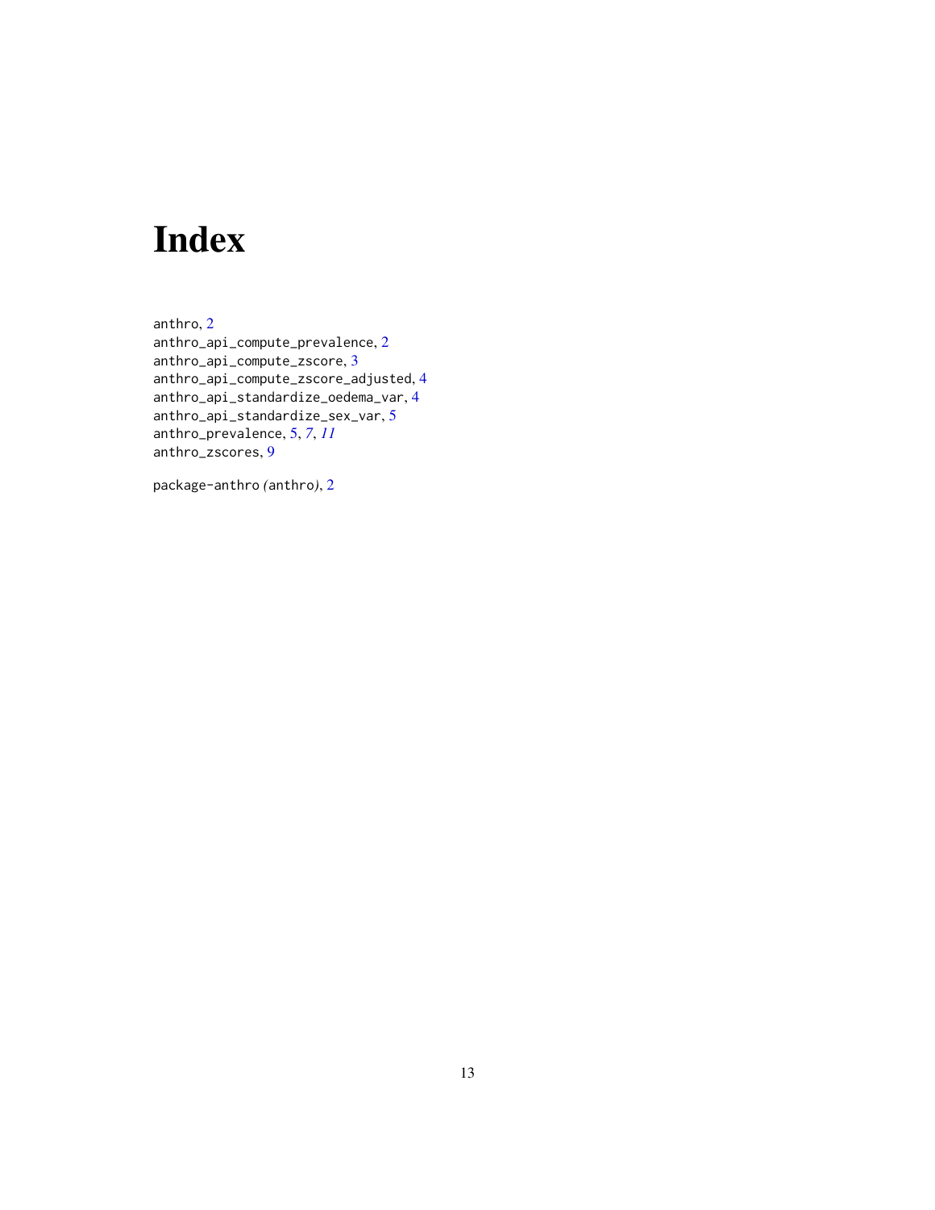# Index

anthro, 2
anthro_api_compute_prevalence, 2
anthro_api_compute_zscore, 3
anthro_api_compute_zscore_adjusted, 4
anthro_api_standardize_oedema_var, 4
anthro_api_standardize_sex_var, 5
anthro_prevalence, 5, *7*, *11*
anthro_zscores, 9

package-anthro *(*anthro*)*, 2